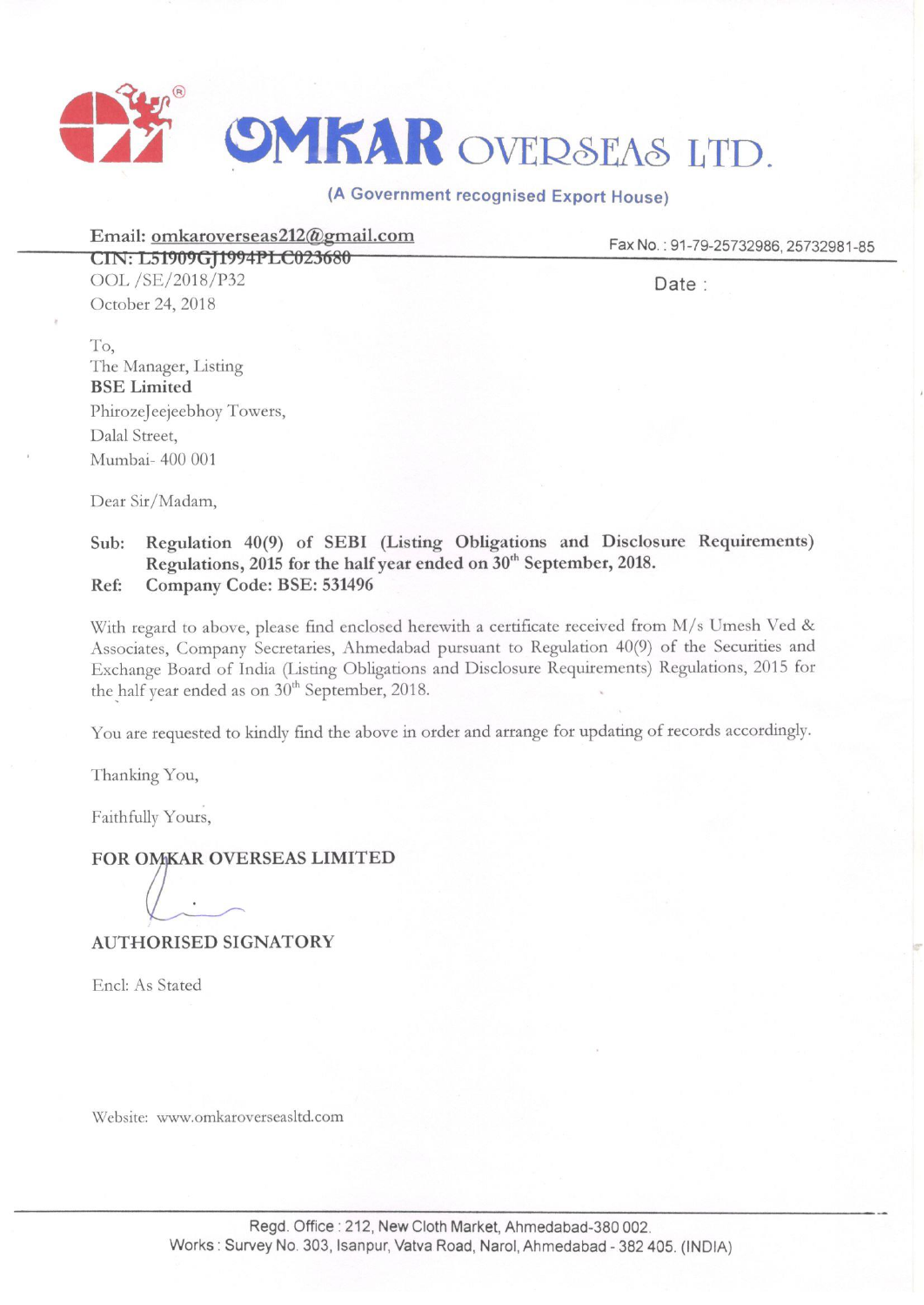# OMKAR OVERSEAS LTD.

(A Government recognised Export House)

**Email: omkaroverseas212@gmail.com**

Fax No. : 91-79-25732986, 25732981-85

**CIN: L51909GJ1994PLC023680**

OOL /SE/2018/P32

Date :

October 24, 2018

To,
The Manager, Listing
**BSE Limited**
PhirozeJeejeebhoy Towers,
Dalal Street,
Mumbai- 400 001

Dear Sir/Madam,

**Sub: Regulation 40(9) of SEBI (Listing Obligations and Disclosure Requirements) Regulations, 2015 for the half year ended on 30th September, 2018.**

**Ref: Company Code: BSE: 531496**

With regard to above, please find enclosed herewith a certificate received from M/s Umesh Ved & Associates, Company Secretaries, Ahmedabad pursuant to Regulation 40(9) of the Securities and Exchange Board of India (Listing Obligations and Disclosure Requirements) Regulations, 2015 for the half year ended as on 30th September, 2018.

You are requested to kindly find the above in order and arrange for updating of records accordingly.

Thanking You,

Faithfully Yours,

**FOR OMKAR OVERSEAS LIMITED**

**AUTHORISED SIGNATORY**

Encl: As Stated

Website: www.omkaroverseasltd.com

Regd. Office : 212, New Cloth Market, Ahmedabad-380 002.
Works : Survey No. 303, Isanpur, Vatva Road, Narol, Ahmedabad - 382 405. (INDIA)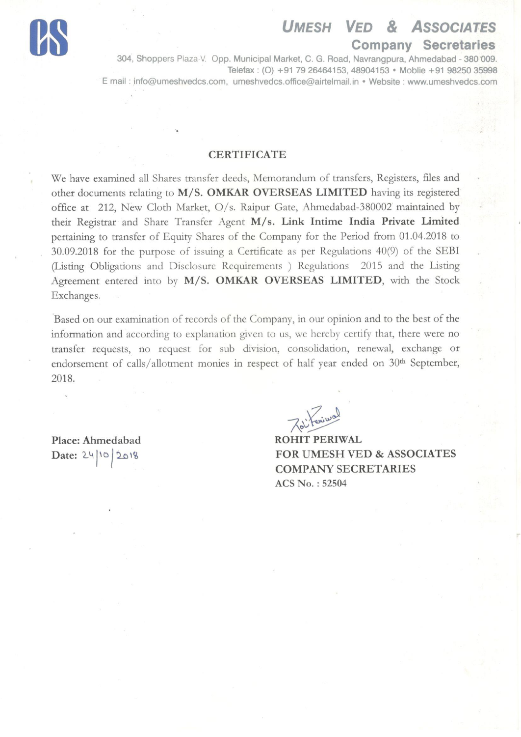# UMESH VED & ASSOCIATES

## Company Secretaries

304, Shoppers Plaza-V. Opp. Municipal Market, C. G. Road, Navrangpura, Ahmedabad - 380 009.
Telefax : (O) +91 79 26464153, 48904153 • Moblie +91 98250 35998
E mail : info@umeshvedcs.com, umeshvedcs.office@airtelmail.in • Website : www.umeshvedcs.com

### CERTIFICATE

We have examined all Shares transfer deeds, Memorandum of transfers, Registers, files and other documents relating to **M/S. OMKAR OVERSEAS LIMITED** having its registered office at 212, New Cloth Market, O/s. Raipur Gate, Ahmedabad-380002 maintained by their Registrar and Share Transfer Agent **M/s. Link Intime India Private Limited** pertaining to transfer of Equity Shares of the Company for the Period from 01.04.2018 to 30.09.2018 for the purpose of issuing a Certificate as per Regulations 40(9) of the SEBI (Listing Obligations and Disclosure Requirements ) Regulations 2015 and the Listing Agreement entered into by **M/S. OMKAR OVERSEAS LIMITED**, with the Stock Exchanges.

Based on our examination of records of the Company, in our opinion and to the best of the information and according to explanation given to us, we hereby certify that, there were no transfer requests, no request for sub division, consolidation, renewal, exchange or endorsement of calls/allotment monies in respect of half year ended on 30th September, 2018.

**Place: Ahmedabad**
**Date:** 24/10/2018

**ROHIT PERIWAL**
**FOR UMESH VED & ASSOCIATES**
**COMPANY SECRETARIES**
ACS No. : 52504